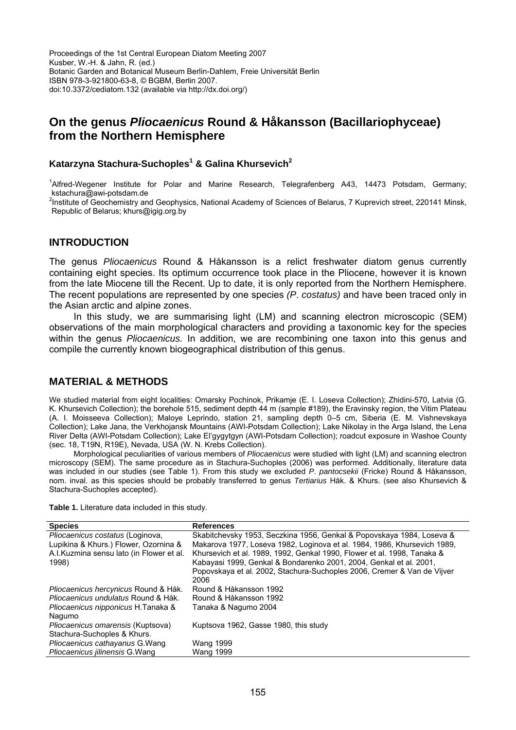Proceedings of the 1st Central European Diatom Meeting 2007
Kusber, W.-H. & Jahn, R. (ed.)
Botanic Garden and Botanical Museum Berlin-Dahlem, Freie Universität Berlin
ISBN 978-3-921800-63-8, © BGBM, Berlin 2007.
doi:10.3372/cediatom.132 (available via http://dx.doi.org/)

# On the genus *Pliocaenicus* Round & Håkansson (Bacillariophyceae) from the Northern Hemisphere

**Katarzyna Stachura-Suchoples[1] & Galina Khursevich[2]**

[1]Alfred-Wegener Institute for Polar and Marine Research, Telegrafenberg A43, 14473 Potsdam, Germany; kstachura@awi-potsdam.de
[2]Institute of Geochemistry and Geophysics, National Academy of Sciences of Belarus, 7 Kuprevich street, 220141 Minsk, Republic of Belarus; khurs@igig.org.by

## INTRODUCTION

The genus *Pliocaenicus* Round & Håkansson is a relict freshwater diatom genus currently containing eight species. Its optimum occurrence took place in the Pliocene, however it is known from the late Miocene till the Recent. Up to date, it is only reported from the Northern Hemisphere. The recent populations are represented by one species *(P. costatus)* and have been traced only in the Asian arctic and alpine zones.

In this study, we are summarising light (LM) and scanning electron microscopic (SEM) observations of the main morphological characters and providing a taxonomic key for the species within the genus *Pliocaenicus.* In addition, we are recombining one taxon into this genus and compile the currently known biogeographical distribution of this genus.

## MATERIAL & METHODS

We studied material from eight localities: Omarsky Pochinok, Prikamje (E. I. Loseva Collection); Zhidini-570, Latvia (G. K. Khursevich Collection); the borehole 515, sediment depth 44 m (sample #189), the Eravinsky region, the Vitim Plateau (A. I. Moisseeva Collection); Maloye Leprindo, station 21, sampling depth 0–5 cm, Siberia (E. M. Vishnevskaya Collection); Lake Jana, the Verkhojansk Mountains (AWI-Potsdam Collection); Lake Nikolay in the Arga Island, the Lena River Delta (AWI-Potsdam Collection); Lake El'gygytgyn (AWI-Potsdam Collection); roadcut exposure in Washoe County (sec. 18, T19N, R19E), Nevada, USA (W. N. Krebs Collection).

Morphological peculiarities of various members of *Pliocaenicus* were studied with light (LM) and scanning electron microscopy (SEM). The same procedure as in Stachura-Suchoples (2006) was performed. Additionally, literature data was included in our studies (see Table 1). From this study we excluded *P. pantocsekii* (Fricke) Round & Håkansson, nom. inval. as this species should be probably transferred to genus *Tertiarius* Håk. & Khurs. (see also Khursevich & Stachura-Suchoples accepted).

**Table 1.** Literature data included in this study.

| Species | References |
|---|---|
| *Pliocaenicus costatus* (Loginova, Lupikina & Khurs.) Flower, Ozornina & A.I.Kuzmina sensu lato (in Flower et al. 1998) | Skabitchevsky 1953, Seczkina 1956, Genkal & Popovskaya 1984, Loseva & Makarova 1977, Loseva 1982, Loginova et al. 1984, 1986, Khursevich 1989, Khursevich et al. 1989, 1992, Genkal 1990, Flower et al. 1998, Tanaka & Kabayasi 1999, Genkal & Bondarenko 2001, 2004, Genkal et al. 2001, Popovskaya et al. 2002, Stachura-Suchoples 2006, Cremer & Van de Vijver 2006 |
| *Pliocaenicus hercynicus* Round & Håk. | Round & Håkansson 1992 |
| *Pliocaenicus undulatus* Round & Håk. | Round & Håkansson 1992 |
| *Pliocaenicus nipponicus* H.Tanaka & Nagumo | Tanaka & Nagumo 2004 |
| *Pliocaenicus omarensis* (Kuptsova) Stachura-Suchoples & Khurs. | Kuptsova 1962, Gasse 1980, this study |
| *Pliocaenicus cathayanus* G.Wang | Wang 1999 |
| *Pliocaenicus jilinensis* G.Wang | Wang 1999 |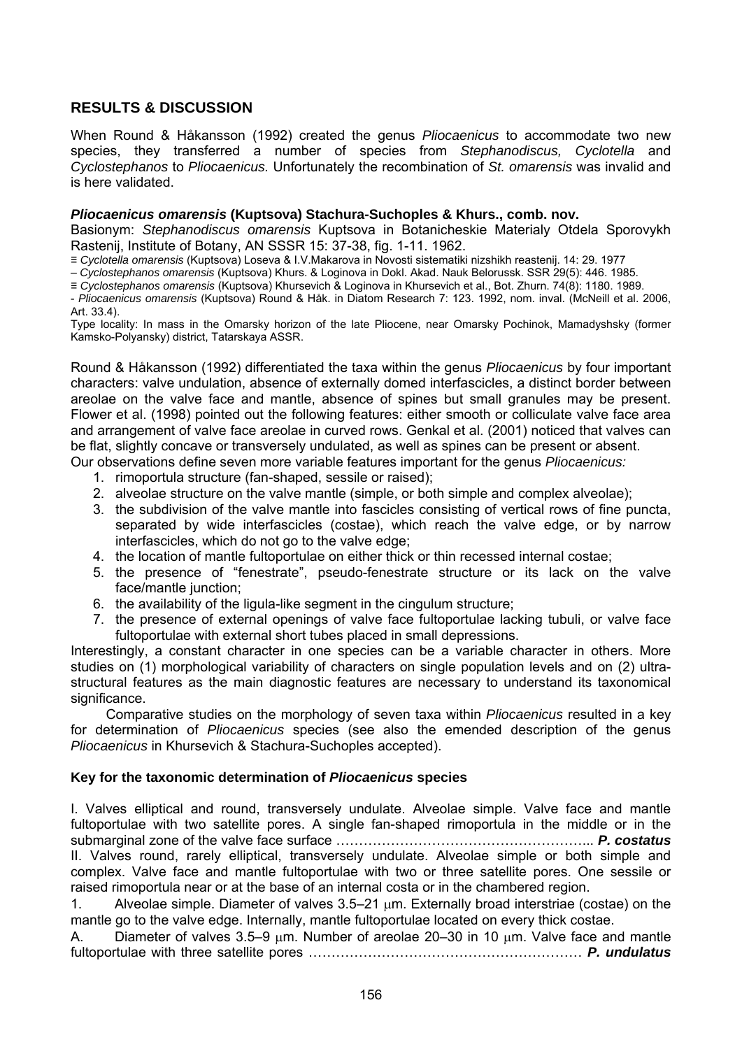## RESULTS & DISCUSSION

When Round & Håkansson (1992) created the genus *Pliocaenicus* to accommodate two new species, they transferred a number of species from *Stephanodiscus, Cyclotella* and *Cyclostephanos* to *Pliocaenicus.* Unfortunately the recombination of *St. omarensis* was invalid and is here validated.

***Pliocaenicus omarensis*** **(Kuptsova) Stachura-Suchoples & Khurs., comb. nov.**

Basionym: *Stephanodiscus omarensis* Kuptsova in Botanicheskie Materialy Otdela Sporovykh Rastenij, Institute of Botany, AN SSSR 15: 37-38, fig. 1-11. 1962.

≡ *Cyclotella omarensis* (Kuptsova) Loseva & I.V.Makarova in Novosti sistematiki nizshikh reastenij. 14: 29. 1977

– *Cyclostephanos omarensis* (Kuptsova) Khurs. & Loginova in Dokl. Akad. Nauk Belorussk. SSR 29(5): 446. 1985.

≡ *Cyclostephanos omarensis* (Kuptsova) Khursevich & Loginova in Khursevich et al., Bot. Zhurn. 74(8): 1180. 1989.

- *Pliocaenicus omarensis* (Kuptsova) Round & Håk. in Diatom Research 7: 123. 1992, nom. inval. (McNeill et al. 2006, Art. 33.4).

Type locality: In mass in the Omarsky horizon of the late Pliocene, near Omarsky Pochinok, Mamadyshsky (former Kamsko-Polyansky) district, Tatarskaya ASSR.

Round & Håkansson (1992) differentiated the taxa within the genus *Pliocaenicus* by four important characters: valve undulation, absence of externally domed interfascicles, a distinct border between areolae on the valve face and mantle, absence of spines but small granules may be present. Flower et al. (1998) pointed out the following features: either smooth or colliculate valve face area and arrangement of valve face areolae in curved rows. Genkal et al. (2001) noticed that valves can be flat, slightly concave or transversely undulated, as well as spines can be present or absent. Our observations define seven more variable features important for the genus *Pliocaenicus:*

1. rimoportula structure (fan-shaped, sessile or raised);
2. alveolae structure on the valve mantle (simple, or both simple and complex alveolae);
3. the subdivision of the valve mantle into fascicles consisting of vertical rows of fine puncta, separated by wide interfascicles (costae), which reach the valve edge, or by narrow interfascicles, which do not go to the valve edge;
4. the location of mantle fultoportulae on either thick or thin recessed internal costae;
5. the presence of "fenestrate", pseudo-fenestrate structure or its lack on the valve face/mantle junction;
6. the availability of the ligula-like segment in the cingulum structure;
7. the presence of external openings of valve face fultoportulae lacking tubuli, or valve face fultoportulae with external short tubes placed in small depressions.

Interestingly, a constant character in one species can be a variable character in others. More studies on (1) morphological variability of characters on single population levels and on (2) ultra-structural features as the main diagnostic features are necessary to understand its taxonomical significance.

Comparative studies on the morphology of seven taxa within *Pliocaenicus* resulted in a key for determination of *Pliocaenicus* species (see also the emended description of the genus *Pliocaenicus* in Khursevich & Stachura-Suchoples accepted).

### Key for the taxonomic determination of *Pliocaenicus* species

I. Valves elliptical and round, transversely undulate. Alveolae simple. Valve face and mantle fultoportulae with two satellite pores. A single fan-shaped rimoportula in the middle or in the submarginal zone of the valve face surface ……………………………………………….. ***P. costatus***

II. Valves round, rarely elliptical, transversely undulate. Alveolae simple or both simple and complex. Valve face and mantle fultoportulae with two or three satellite pores. One sessile or raised rimoportula near or at the base of an internal costa or in the chambered region.

1. Alveolae simple. Diameter of valves 3.5–21 μm. Externally broad interstriae (costae) on the mantle go to the valve edge. Internally, mantle fultoportulae located on every thick costae.

A. Diameter of valves 3.5–9 μm. Number of areolae 20–30 in 10 μm. Valve face and mantle fultoportulae with three satellite pores …………………………………………………… ***P. undulatus***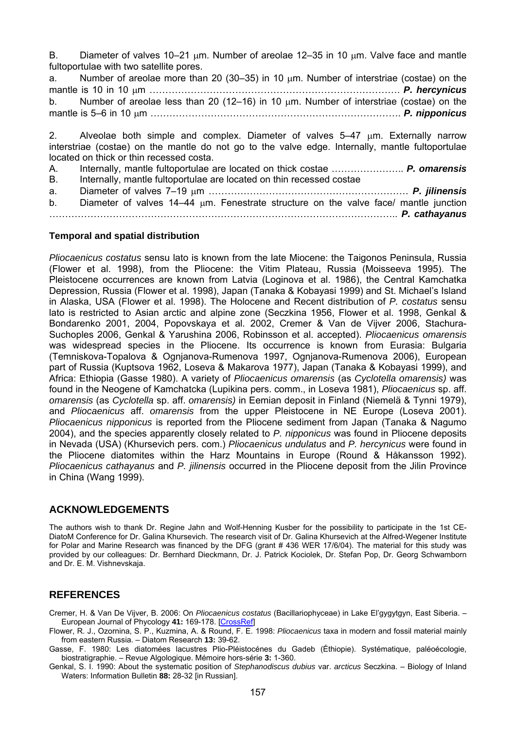B. Diameter of valves 10–21 μm. Number of areolae 12–35 in 10 μm. Valve face and mantle fultoportulae with two satellite pores.

a. Number of areolae more than 20 (30–35) in 10 μm. Number of interstriae (costae) on the mantle is 10 in 10 μm ……………………………………………………………………… ***P. hercynicus***

b. Number of areolae less than 20 (12–16) in 10 μm. Number of interstriae (costae) on the mantle is 5–6 in 10 μm ……………………………………………………………………… ***P. nipponicus***

2. Alveolae both simple and complex. Diameter of valves 5–47 μm. Externally narrow interstriae (costae) on the mantle do not go to the valve edge. Internally, mantle fultoportulae located on thick or thin recessed costa.

A. Internally, mantle fultoportulae are located on thick costae ………………….. ***P. omarensis***

B. Internally, mantle fultoportulae are located on thin recessed costae

a. Diameter of valves 7–19 μm ……………………………………………………… ***P. jilinensis***

b. Diameter of valves 14–44 μm. Fenestrate structure on the valve face/ mantle junction ……………………………………………………………………………………….. ***P. cathayanus***

### Temporal and spatial distribution

*Pliocaenicus costatus* sensu lato is known from the late Miocene: the Taigonos Peninsula, Russia (Flower et al. 1998), from the Pliocene: the Vitim Plateau, Russia (Moisseeva 1995). The Pleistocene occurrences are known from Latvia (Loginova et al. 1986), the Central Kamchatka Depression, Russia (Flower et al. 1998), Japan (Tanaka & Kobayasi 1999) and St. Michael's Island in Alaska, USA (Flower et al. 1998). The Holocene and Recent distribution of *P. costatus* sensu lato is restricted to Asian arctic and alpine zone (Seczkina 1956, Flower et al. 1998, Genkal & Bondarenko 2001, 2004, Popovskaya et al. 2002, Cremer & Van de Vijver 2006, Stachura-Suchoples 2006, Genkal & Yarushina 2006, Robinsson et al. accepted). *Pliocaenicus omarensis* was widespread species in the Pliocene. Its occurrence is known from Eurasia: Bulgaria (Temniskova-Topalova & Ognjanova-Rumenova 1997, Ognjanova-Rumenova 2006), European part of Russia (Kuptsova 1962, Loseva & Makarova 1977), Japan (Tanaka & Kobayasi 1999), and Africa: Ethiopia (Gasse 1980). A variety of *Pliocaenicus omarensis* (as *Cyclotella omarensis)* was found in the Neogene of Kamchatcka (Lupikina pers. comm., in Loseva 1981), *Pliocaenicus* sp. aff. *omarensis* (as *Cyclotella* sp. aff. *omarensis)* in Eemian deposit in Finland (Niemelä & Tynni 1979), and *Pliocaenicus* aff. *omarensis* from the upper Pleistocene in NE Europe (Loseva 2001). *Pliocaenicus nipponicus* is reported from the Pliocene sediment from Japan (Tanaka & Nagumo 2004), and the species apparently closely related to *P. nipponicus* was found in Pliocene deposits in Nevada (USA) (Khursevich pers. com.) *Pliocaenicus undulatus* and *P. hercynicus* were found in the Pliocene diatomites within the Harz Mountains in Europe (Round & Håkansson 1992). *Pliocaenicus cathayanus* and *P. jilinensis* occurred in the Pliocene deposit from the Jilin Province in China (Wang 1999).

## ACKNOWLEDGEMENTS

The authors wish to thank Dr. Regine Jahn and Wolf-Henning Kusber for the possibility to participate in the 1st CE-DiatoM Conference for Dr. Galina Khursevich. The research visit of Dr. Galina Khursevich at the Alfred-Wegener Institute for Polar and Marine Research was financed by the DFG (grant # 436 WER 17/6/04). The material for this study was provided by our colleagues: Dr. Bernhard Dieckmann, Dr. J. Patrick Kociolek, Dr. Stefan Pop, Dr. Georg Schwamborn and Dr. E. M. Vishnevskaja.

## REFERENCES

Cremer, H. & Van De Vijver, B. 2006: On *Pliocaenicus costatus* (Bacillariophyceae) in Lake El'gygytgyn, East Siberia. – European Journal of Phycology **41:** 169-178. [CrossRef]

Flower, R. J., Ozornina, S. P., Kuzmina, A. & Round, F. E. 1998: *Pliocaenicus* taxa in modern and fossil material mainly from eastern Russia. – Diatom Research **13:** 39-62.

Gasse, F. 1980: Les diatomées lacustres Plio-Pléistocénes du Gadeb (Éthiopie). Systématique, paléoécologie, biostratigraphie. – Revue Algologique. Mémoire hors-série **3:** 1-360.

Genkal, S. I. 1990: About the systematic position of *Stephanodiscus dubius* var. *arcticus* Seczkina. – Biology of Inland Waters: Information Bulletin **88:** 28-32 [in Russian].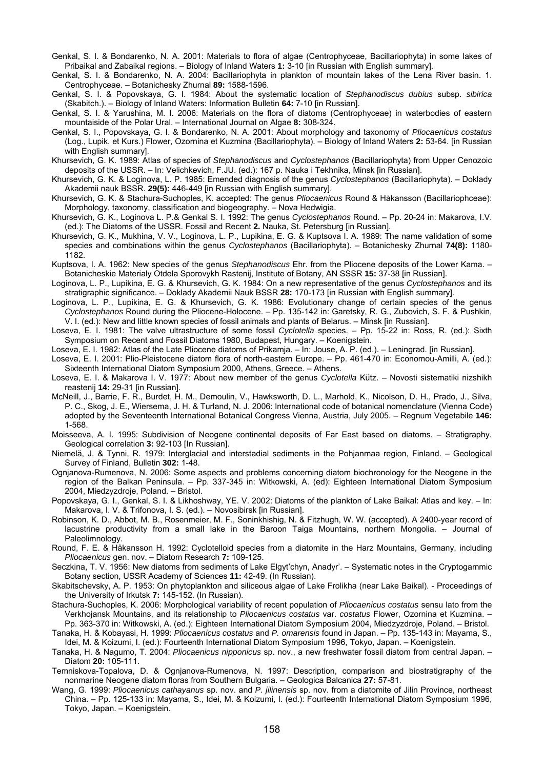Genkal, S. I. & Bondarenko, N. A. 2001: Materials to flora of algae (Centrophyceae, Bacillariophyta) in some lakes of Pribaikal and Zabaikal regions. – Biology of Inland Waters **1:** 3-10 [in Russian with English summary].

Genkal, S. I. & Bondarenko, N. A. 2004: Bacillariophyta in plankton of mountain lakes of the Lena River basin. 1. Centrophyceae. – Botanichesky Zhurnal **89:** 1588-1596.

Genkal, S. I. & Popovskaya, G. I. 1984: About the systematic location of *Stephanodiscus dubius* subsp. *sibirica* (Skabitch.). – Biology of Inland Waters: Information Bulletin **64:** 7-10 [in Russian].

Genkal, S. I. & Yarushina, M. I. 2006: Materials on the flora of diatoms (Centrophyceae) in waterbodies of eastern mountaiside of the Polar Ural. – International Journal on Algae **8:** 308-324.

Genkal, S. I., Popovskaya, G. I. & Bondarenko, N. A. 2001: About morphology and taxonomy of *Pliocaenicus costatus* (Log., Lupik. et Kurs.) Flower, Ozornina et Kuzmina (Bacillariophyta). – Biology of Inland Waters **2:** 53-64. [in Russian with English summary].

Khursevich, G. K. 1989: Atlas of species of *Stephanodiscus* and *Cyclostephanos* (Bacillariophyta) from Upper Cenozoic deposits of the USSR. – In: Velichkevich, F.JU. (ed.): 167 p. Nauka i Tekhnika, Minsk [in Russian].

Khursevich, G. K. & Loginova, L. P. 1985: Emended diagnosis of the genus *Cyclostephanos* (Bacillariophyta). – Doklady Akademii nauk BSSR. **29(5):** 446-449 [in Russian with English summary].

Khursevich, G. K. & Stachura-Suchoples, K. accepted: The genus *Pliocaenicus* Round & Håkansson (Bacillariophceae): Morphology, taxonomy, classification and biogeography. – Nova Hedwigia.

Khursevich, G. K., Loginova L. P.& Genkal S. I. 1992: The genus *Cyclostephanos* Round. – Pp. 20-24 in: Makarova, I.V. (ed.): The Diatoms of the USSR. Fossil and Recent **2.** Nauka, St. Petersburg [in Russian].

Khursevich, G. K., Mukhina, V. V., Loginova, L. P., Lupikina, E. G. & Kuptsova I. A. 1989: The name validation of some species and combinations within the genus *Cyclostephanos* (Bacillariophyta). – Botanichesky Zhurnal **74(8):** 1180-1182.

Kuptsova, I. A. 1962: New species of the genus *Stephanodiscus* Ehr. from the Pliocene deposits of the Lower Kama. – Botanicheskie Materialy Otdela Sporovykh Rastenij, Institute of Botany, AN SSSR **15:** 37-38 [in Russian].

Loginova, L. P., Lupikina, E. G. & Khursevich, G. K. 1984: On a new representative of the genus *Cyclostephanos* and its stratigraphic significance. – Doklady Akademii Nauk BSSR **28:** 170-173 [in Russian with English summary].

Loginova, L. P., Lupikina, E. G. & Khursevich, G. K. 1986: Evolutionary change of certain species of the genus *Cyclostephanos* Round during the Pliocene-Holocene. – Pp. 135-142 in: Garetsky, R. G., Zubovich, S. F. & Pushkin, V. I. (ed.): New and little known species of fossil animals and plants of Belarus. – Minsk [in Russian].

Loseva, E. I. 1981: The valve ultrastructure of some fossil *Cyclotella* species. – Pp. 15-22 in: Ross, R. (ed.): Sixth Symposium on Recent and Fossil Diatoms 1980, Budapest, Hungary. – Koenigstein.

Loseva, E. I. 1982: Atlas of the Late Pliocene diatoms of Prikamja. – In: Jouse, A. P. (ed.). – Leningrad. [in Russian].

Loseva, E. I. 2001: Plio-Pleistocene diatom flora of north-eastern Europe. – Pp. 461-470 in: Economou-Amilli, A. (ed.): Sixteenth International Diatom Symposium 2000, Athens, Greece. – Athens.

Loseva, E. I. & Makarova I. V. 1977: About new member of the genus *Cyclotella* Kütz. – Novosti sistematiki nizshikh reastenij **14:** 29-31 [in Russian].

McNeill, J., Barrie, F. R., Burdet, H. M., Demoulin, V., Hawksworth, D. L., Marhold, K., Nicolson, D. H., Prado, J., Silva, P. C., Skog, J. E., Wiersema, J. H. & Turland, N. J. 2006: International code of botanical nomenclature (Vienna Code) adopted by the Seventeenth International Botanical Congress Vienna, Austria, July 2005. – Regnum Vegetabile **146:** 1-568.

Moisseeva, A. I. 1995: Subdivision of Neogene continental deposits of Far East based on diatoms. – Stratigraphy. Geological correlation **3:** 92-103 [In Russian].

Niemelä, J. & Tynni, R. 1979: Interglacial and interstadial sediments in the Pohjanmaa region, Finland. – Geological Survey of Finland, Bulletin **302:** 1-48.

Ognjanova-Rumenova, N. 2006: Some aspects and problems concerning diatom biochronology for the Neogene in the region of the Balkan Peninsula. – Pp. 337-345 in: Witkowski, A. (ed): Eighteen International Diatom Symposium 2004, Miedzyzdroje, Poland. – Bristol.

Popovskaya, G. I., Genkal, S. I. & Likhoshway, YE. V. 2002: Diatoms of the plankton of Lake Baikal: Atlas and key. – In: Makarova, I. V. & Trifonova, I. S. (ed.). – Novosibirsk [in Russian].

Robinson, K. D., Abbot, M. B., Rosenmeier, M. F., Soninkhishig, N. & Fitzhugh, W. W. (accepted). A 2400-year record of lacustrine productivity from a small lake in the Baroon Taiga Mountains, northern Mongolia. – Journal of Paleolimnology.

Round, F. E. & Håkansson H. 1992: Cyclotelloid species from a diatomite in the Harz Mountains, Germany, including *Pliocaenicus* gen. nov. – Diatom Research **7:** 109-125.

Seczkina, T. V. 1956: New diatoms from sediments of Lake Elgyt'chyn, Anadyr'. – Systematic notes in the Cryptogammic Botany section, USSR Academy of Sciences **11:** 42-49. (In Russian).

Skabitschevsky, A. P. 1953: On phytoplankton and siliceous algae of Lake Frolikha (near Lake Baikal). - Proceedings of the University of Irkutsk **7:** 145-152. (In Russian).

Stachura-Suchoples, K. 2006: Morphological variability of recent population of *Pliocaenicus costatus* sensu lato from the Verkhojansk Mountains, and its relationship to *Pliocaenicus costatus* var. *costatus* Flower, Ozornina et Kuzmina. – Pp. 363-370 in: Witkowski, A. (ed.): Eighteen International Diatom Symposium 2004, Miedzyzdroje, Poland. – Bristol.

Tanaka, H. & Kobayasi, H. 1999: *Pliocaenicus costatus* and *P. omarensis* found in Japan. – Pp. 135-143 in: Mayama, S., Idei, M. & Koizumi, I. (ed.): Fourteenth International Diatom Symposium 1996, Tokyo, Japan. – Koenigstein.

Tanaka, H. & Nagumo, T. 2004: *Pliocaenicus nipponicus* sp. nov., a new freshwater fossil diatom from central Japan. – Diatom **20:** 105-111.

Temniskova-Topalova, D. & Ognjanova-Rumenova, N. 1997: Description, comparison and biostratigraphy of the nonmarine Neogene diatom floras from Southern Bulgaria. – Geologica Balcanica **27:** 57-81.

Wang, G. 1999: *Pliocaenicus cathayanus* sp. nov. and *P. jilinensis* sp. nov. from a diatomite of Jilin Province, northeast China. – Pp. 125-133 in: Mayama, S., Idei, M. & Koizumi, I. (ed.): Fourteenth International Diatom Symposium 1996, Tokyo, Japan. – Koenigstein.